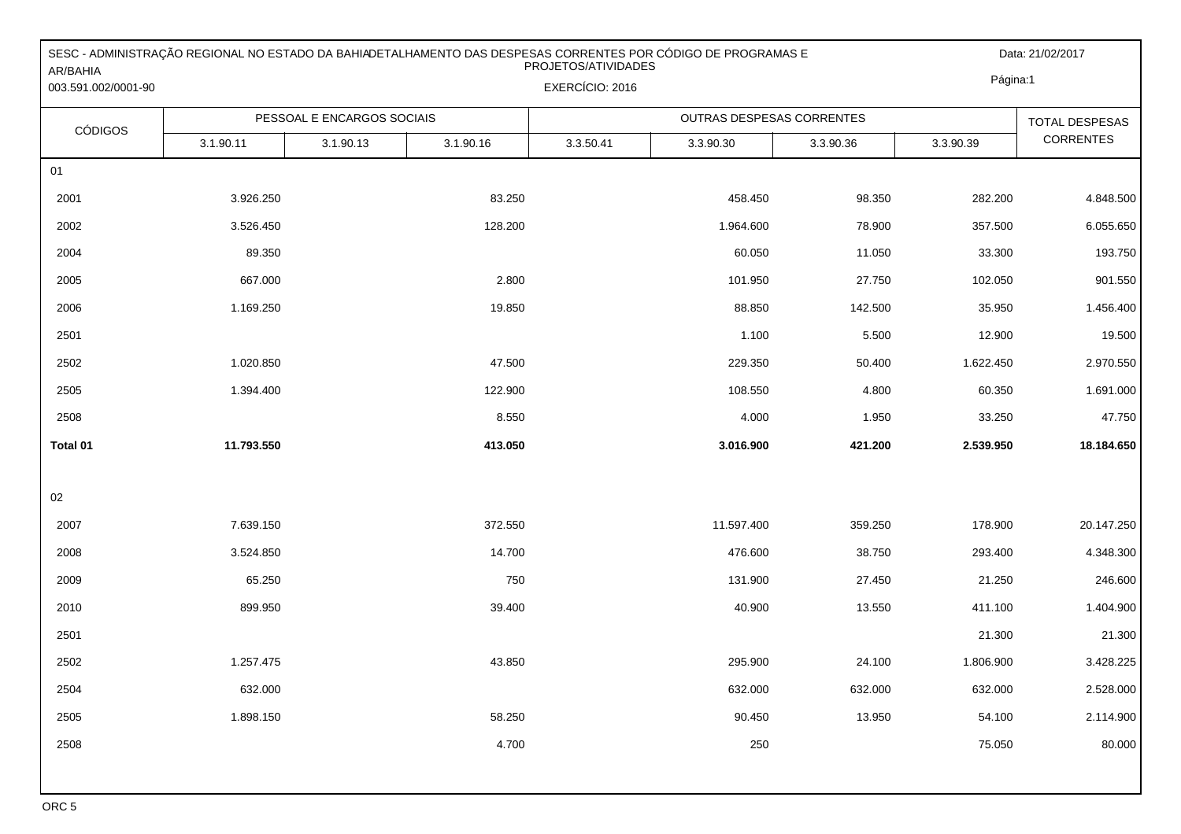SESC - ADMINISTRAÇÃO REGIONAL NO ESTADO DA BAHIA
AR/BAHIA
003.591.002/0001-90

DETALHAMENTO DAS DESPESAS CORRENTES POR CÓDIGO DE PROGRAMAS E PROJETOS/ATIVIDADES

EXERCÍCIO: 2016

Data: 21/02/2017

Página:1

| CÓDIGOS | PESSOAL E ENCARGOS SOCIAIS | | | OUTRAS DESPESAS CORRENTES | | | | TOTAL DESPESAS CORRENTES |
|---|---|---|---|---|---|---|---|---|
| | 3.1.90.11 | 3.1.90.13 | 3.1.90.16 | 3.3.50.41 | 3.3.90.30 | 3.3.90.36 | 3.3.90.39 | |
| 01 | | | | | | | | |
| 2001 | 3.926.250 | | 83.250 | | 458.450 | 98.350 | 282.200 | 4.848.500 |
| 2002 | 3.526.450 | | 128.200 | | 1.964.600 | 78.900 | 357.500 | 6.055.650 |
| 2004 | 89.350 | | | | 60.050 | 11.050 | 33.300 | 193.750 |
| 2005 | 667.000 | | 2.800 | | 101.950 | 27.750 | 102.050 | 901.550 |
| 2006 | 1.169.250 | | 19.850 | | 88.850 | 142.500 | 35.950 | 1.456.400 |
| 2501 | | | | | 1.100 | 5.500 | 12.900 | 19.500 |
| 2502 | 1.020.850 | | 47.500 | | 229.350 | 50.400 | 1.622.450 | 2.970.550 |
| 2505 | 1.394.400 | | 122.900 | | 108.550 | 4.800 | 60.350 | 1.691.000 |
| 2508 | | | 8.550 | | 4.000 | 1.950 | 33.250 | 47.750 |
| **Total 01** | **11.793.550** | | **413.050** | | **3.016.900** | **421.200** | **2.539.950** | **18.184.650** |
| 02 | | | | | | | | |
| 2007 | 7.639.150 | | 372.550 | | 11.597.400 | 359.250 | 178.900 | 20.147.250 |
| 2008 | 3.524.850 | | 14.700 | | 476.600 | 38.750 | 293.400 | 4.348.300 |
| 2009 | 65.250 | | 750 | | 131.900 | 27.450 | 21.250 | 246.600 |
| 2010 | 899.950 | | 39.400 | | 40.900 | 13.550 | 411.100 | 1.404.900 |
| 2501 | | | | | | | 21.300 | 21.300 |
| 2502 | 1.257.475 | | 43.850 | | 295.900 | 24.100 | 1.806.900 | 3.428.225 |
| 2504 | 632.000 | | | | 632.000 | 632.000 | 632.000 | 2.528.000 |
| 2505 | 1.898.150 | | 58.250 | | 90.450 | 13.950 | 54.100 | 2.114.900 |
| 2508 | | | 4.700 | | 250 | | 75.050 | 80.000 |

ORC 5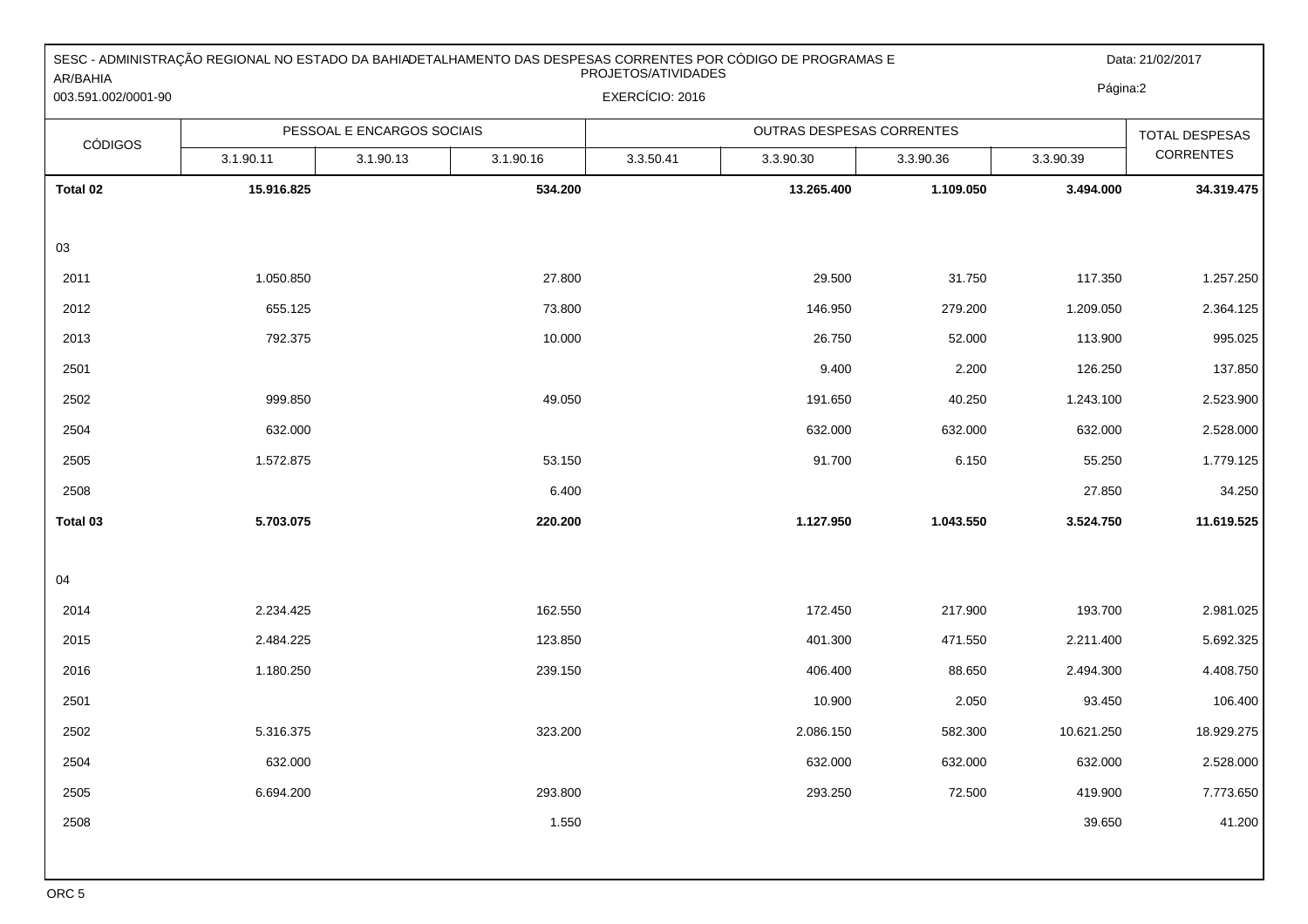SESC - ADMINISTRAÇÃO REGIONAL NO ESTADO DA BAHIA
AR/BAHIA
003.591.002/0001-90

DETALHAMENTO DAS DESPESAS CORRENTES POR CÓDIGO DE PROGRAMAS E PROJETOS/ATIVIDADES

EXERCÍCIO: 2016

Data: 21/02/2017

| CÓDIGOS | PESSOAL E ENCARGOS SOCIAIS | | | OUTRAS DESPESAS CORRENTES | | | | TOTAL DESPESAS CORRENTES |
|---|---|---|---|---|---|---|---|---|
| | 3.1.90.11 | 3.1.90.13 | 3.1.90.16 | 3.3.50.41 | 3.3.90.30 | 3.3.90.36 | 3.3.90.39 | |
| **Total 02** | **15.916.825** | | **534.200** | | **13.265.400** | **1.109.050** | **3.494.000** | **34.319.475** |
| 03 | | | | | | | | |
| 2011 | 1.050.850 | | 27.800 | | 29.500 | 31.750 | 117.350 | 1.257.250 |
| 2012 | 655.125 | | 73.800 | | 146.950 | 279.200 | 1.209.050 | 2.364.125 |
| 2013 | 792.375 | | 10.000 | | 26.750 | 52.000 | 113.900 | 995.025 |
| 2501 | | | | | 9.400 | 2.200 | 126.250 | 137.850 |
| 2502 | 999.850 | | 49.050 | | 191.650 | 40.250 | 1.243.100 | 2.523.900 |
| 2504 | 632.000 | | | | 632.000 | 632.000 | 632.000 | 2.528.000 |
| 2505 | 1.572.875 | | 53.150 | | 91.700 | 6.150 | 55.250 | 1.779.125 |
| 2508 | | | 6.400 | | | | 27.850 | 34.250 |
| **Total 03** | **5.703.075** | | **220.200** | | **1.127.950** | **1.043.550** | **3.524.750** | **11.619.525** |
| 04 | | | | | | | | |
| 2014 | 2.234.425 | | 162.550 | | 172.450 | 217.900 | 193.700 | 2.981.025 |
| 2015 | 2.484.225 | | 123.850 | | 401.300 | 471.550 | 2.211.400 | 5.692.325 |
| 2016 | 1.180.250 | | 239.150 | | 406.400 | 88.650 | 2.494.300 | 4.408.750 |
| 2501 | | | | | 10.900 | 2.050 | 93.450 | 106.400 |
| 2502 | 5.316.375 | | 323.200 | | 2.086.150 | 582.300 | 10.621.250 | 18.929.275 |
| 2504 | 632.000 | | | | 632.000 | 632.000 | 632.000 | 2.528.000 |
| 2505 | 6.694.200 | | 293.800 | | 293.250 | 72.500 | 419.900 | 7.773.650 |
| 2508 | | | 1.550 | | | | 39.650 | 41.200 |

ORC 5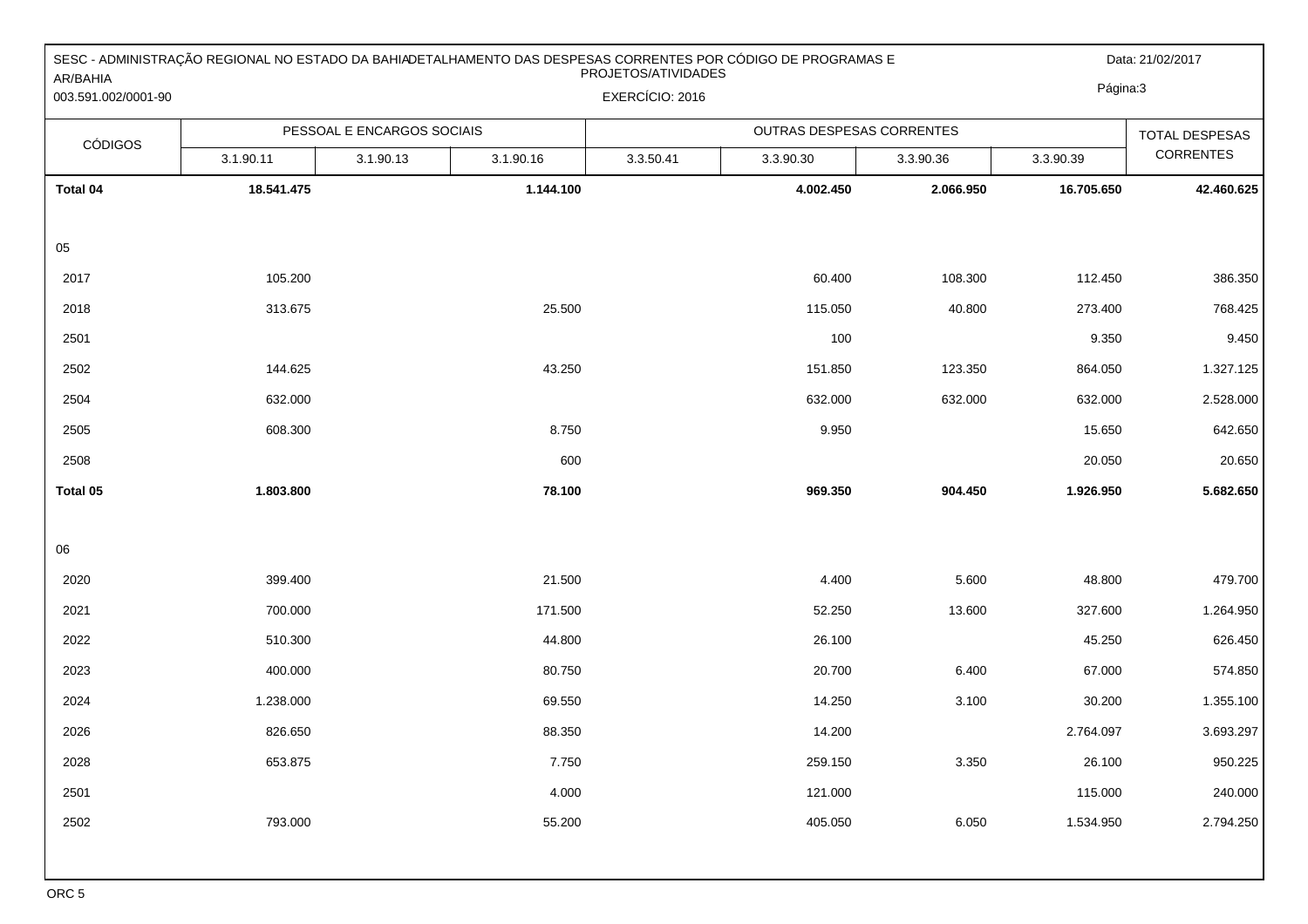SESC - ADMINISTRAÇÃO REGIONAL NO ESTADO DA BAHIA
AR/BAHIA
003.591.002/0001-90

DETALHAMENTO DAS DESPESAS CORRENTES POR CÓDIGO DE PROGRAMAS E PROJETOS/ATIVIDADES

EXERCÍCIO: 2016

Data: 21/02/2017

| CÓDIGOS | PESSOAL E ENCARGOS SOCIAIS | | | OUTRAS DESPESAS CORRENTES | | | | TOTAL DESPESAS CORRENTES |
|---|---|---|---|---|---|---|---|---|
| | 3.1.90.11 | 3.1.90.13 | 3.1.90.16 | 3.3.50.41 | 3.3.90.30 | 3.3.90.36 | 3.3.90.39 | |
| **Total 04** | **18.541.475** | | **1.144.100** | | **4.002.450** | **2.066.950** | **16.705.650** | **42.460.625** |
| 05 | | | | | | | | |
| 2017 | 105.200 | | | | 60.400 | 108.300 | 112.450 | 386.350 |
| 2018 | 313.675 | | 25.500 | | 115.050 | 40.800 | 273.400 | 768.425 |
| 2501 | | | | | 100 | | 9.350 | 9.450 |
| 2502 | 144.625 | | 43.250 | | 151.850 | 123.350 | 864.050 | 1.327.125 |
| 2504 | 632.000 | | | | 632.000 | 632.000 | 632.000 | 2.528.000 |
| 2505 | 608.300 | | 8.750 | | 9.950 | | 15.650 | 642.650 |
| 2508 | | | 600 | | | | 20.050 | 20.650 |
| **Total 05** | **1.803.800** | | **78.100** | | **969.350** | **904.450** | **1.926.950** | **5.682.650** |
| 06 | | | | | | | | |
| 2020 | 399.400 | | 21.500 | | 4.400 | 5.600 | 48.800 | 479.700 |
| 2021 | 700.000 | | 171.500 | | 52.250 | 13.600 | 327.600 | 1.264.950 |
| 2022 | 510.300 | | 44.800 | | 26.100 | | 45.250 | 626.450 |
| 2023 | 400.000 | | 80.750 | | 20.700 | 6.400 | 67.000 | 574.850 |
| 2024 | 1.238.000 | | 69.550 | | 14.250 | 3.100 | 30.200 | 1.355.100 |
| 2026 | 826.650 | | 88.350 | | 14.200 | | 2.764.097 | 3.693.297 |
| 2028 | 653.875 | | 7.750 | | 259.150 | 3.350 | 26.100 | 950.225 |
| 2501 | | | 4.000 | | 121.000 | | 115.000 | 240.000 |
| 2502 | 793.000 | | 55.200 | | 405.050 | 6.050 | 1.534.950 | 2.794.250 |

ORC 5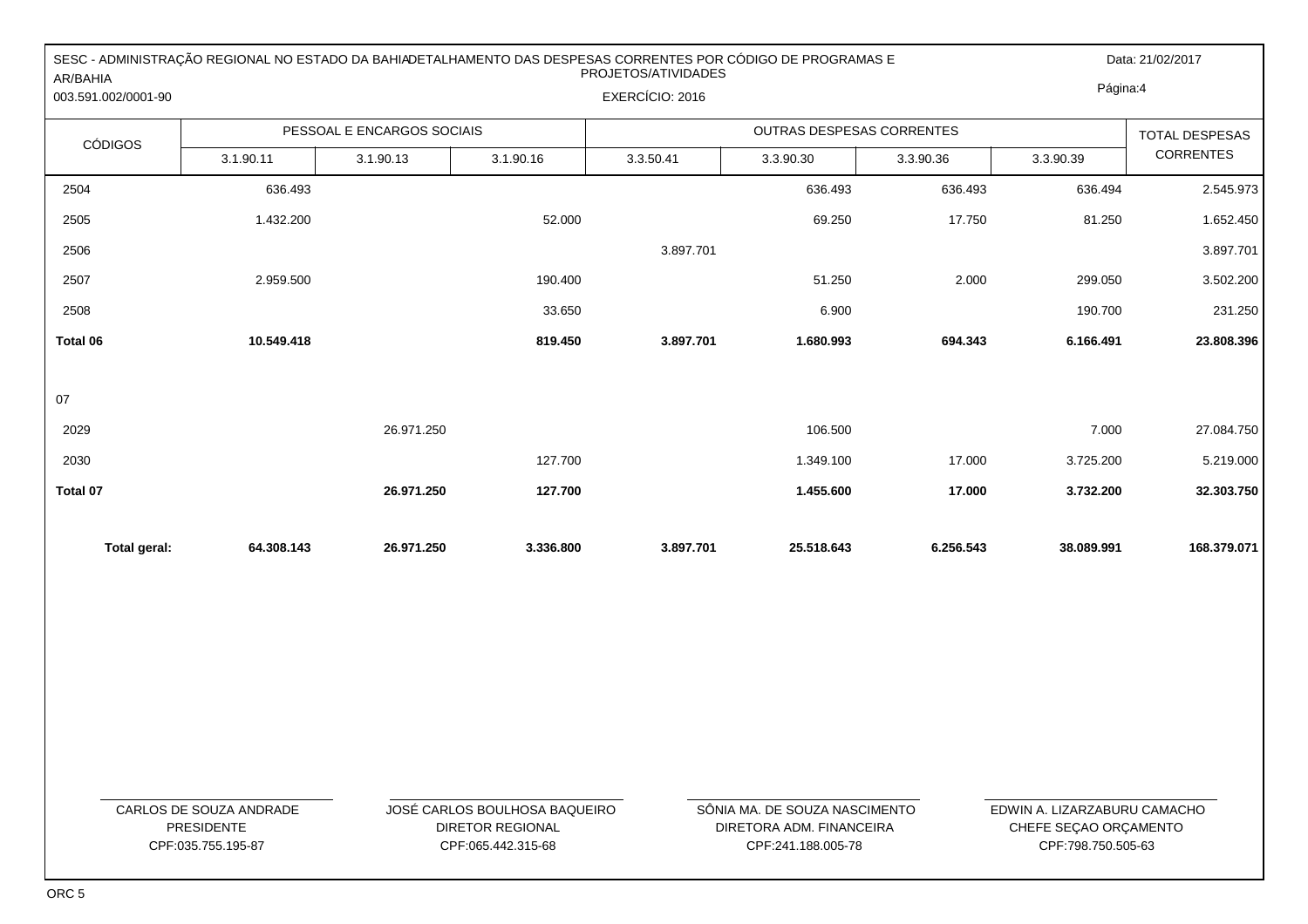SESC - ADMINISTRAÇÃO REGIONAL NO ESTADO DA BAHIA
AR/BAHIA
003.591.002/0001-90

DETALHAMENTO DAS DESPESAS CORRENTES POR CÓDIGO DE PROGRAMAS E PROJETOS/ATIVIDADES

EXERCÍCIO: 2016

Data: 21/02/2017

| CÓDIGOS | PESSOAL E ENCARGOS SOCIAIS | | | OUTRAS DESPESAS CORRENTES | | | | TOTAL DESPESAS CORRENTES |
|---|---|---|---|---|---|---|---|---|
| | 3.1.90.11 | 3.1.90.13 | 3.1.90.16 | 3.3.50.41 | 3.3.90.30 | 3.3.90.36 | 3.3.90.39 | |
| 2504 | 636.493 | | | | 636.493 | 636.493 | 636.494 | 2.545.973 |
| 2505 | 1.432.200 | | 52.000 | | 69.250 | 17.750 | 81.250 | 1.652.450 |
| 2506 | | | | 3.897.701 | | | | 3.897.701 |
| 2507 | 2.959.500 | | 190.400 | | 51.250 | 2.000 | 299.050 | 3.502.200 |
| 2508 | | | 33.650 | | 6.900 | | 190.700 | 231.250 |
| **Total 06** | **10.549.418** | | **819.450** | **3.897.701** | **1.680.993** | **694.343** | **6.166.491** | **23.808.396** |
| 07 | | | | | | | | |
| 2029 | | 26.971.250 | | | 106.500 | | 7.000 | 27.084.750 |
| 2030 | | | 127.700 | | 1.349.100 | 17.000 | 3.725.200 | 5.219.000 |
| **Total 07** | | **26.971.250** | **127.700** | | **1.455.600** | **17.000** | **3.732.200** | **32.303.750** |
| **Total geral:** | **64.308.143** | **26.971.250** | **3.336.800** | **3.897.701** | **25.518.643** | **6.256.543** | **38.089.991** | **168.379.071** |

CARLOS DE SOUZA ANDRADE
PRESIDENTE
CPF:035.755.195-87

JOSÉ CARLOS BOULHOSA BAQUEIRO
DIRETOR REGIONAL
CPF:065.442.315-68

SÔNIA MA. DE SOUZA NASCIMENTO
DIRETORA ADM. FINANCEIRA
CPF:241.188.005-78

EDWIN A. LIZARZABURU CAMACHO
CHEFE SEÇAO ORÇAMENTO
CPF:798.750.505-63

ORC 5